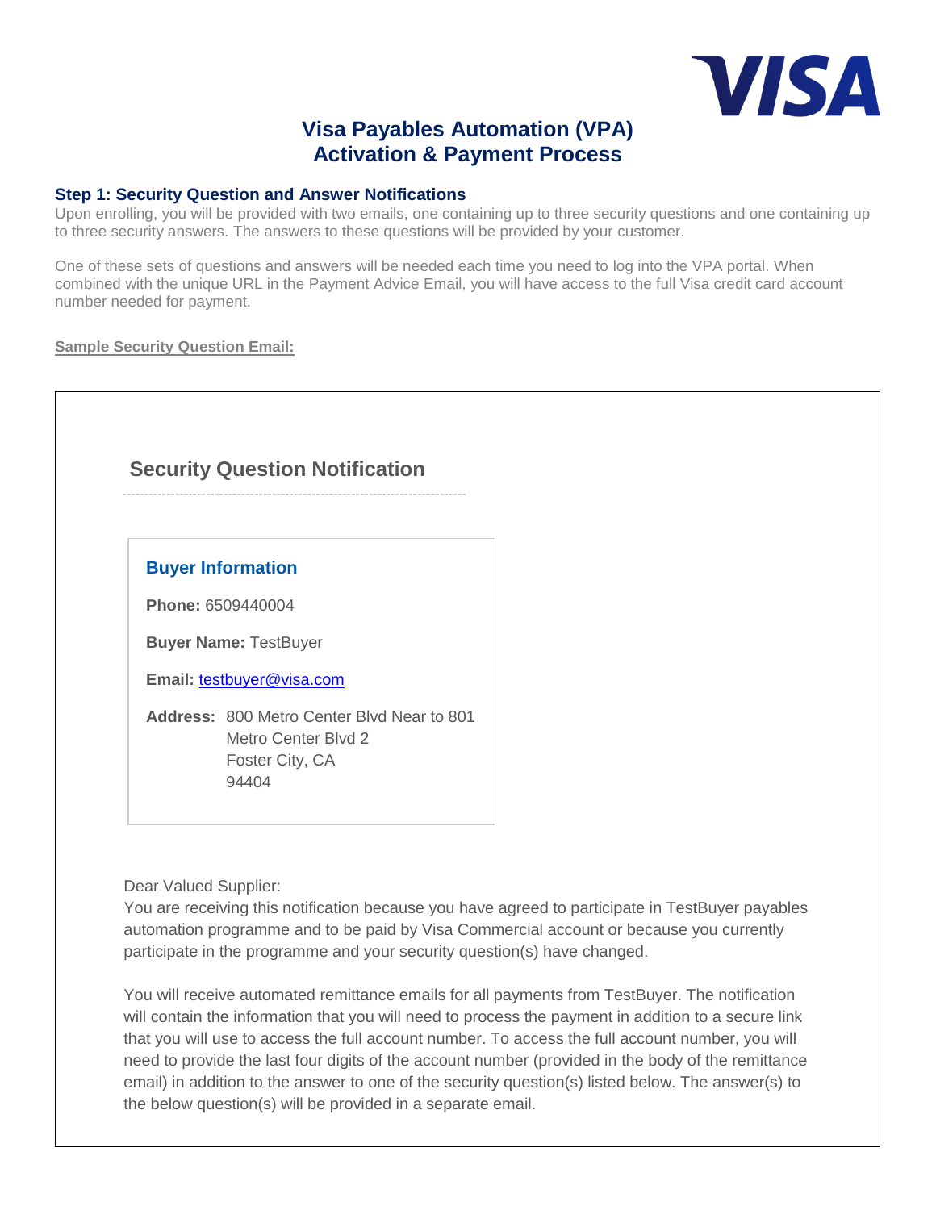# Visa Payables Automation (VPA)
# Activation & Payment Process

### Step 1: Security Question and Answer Notifications

Upon enrolling, you will be provided with two emails, one containing up to three security questions and one containing up to three security answers. The answers to these questions will be provided by your customer.

One of these sets of questions and answers will be needed each time you need to log into the VPA portal. When combined with the unique URL in the Payment Advice Email, you will have access to the full Visa credit card account number needed for payment.

**Sample Security Question Email:**

---

## Security Question Notification

### Buyer Information

**Phone:** 6509440004

**Buyer Name:** TestBuyer

**Email:** testbuyer@visa.com

**Address:** 800 Metro Center Blvd Near to 801
Metro Center Blvd 2
Foster City, CA
94404

Dear Valued Supplier:
You are receiving this notification because you have agreed to participate in TestBuyer payables automation programme and to be paid by Visa Commercial account or because you currently participate in the programme and your security question(s) have changed.

You will receive automated remittance emails for all payments from TestBuyer. The notification will contain the information that you will need to process the payment in addition to a secure link that you will use to access the full account number. To access the full account number, you will need to provide the last four digits of the account number (provided in the body of the remittance email) in addition to the answer to one of the security question(s) listed below. The answer(s) to the below question(s) will be provided in a separate email.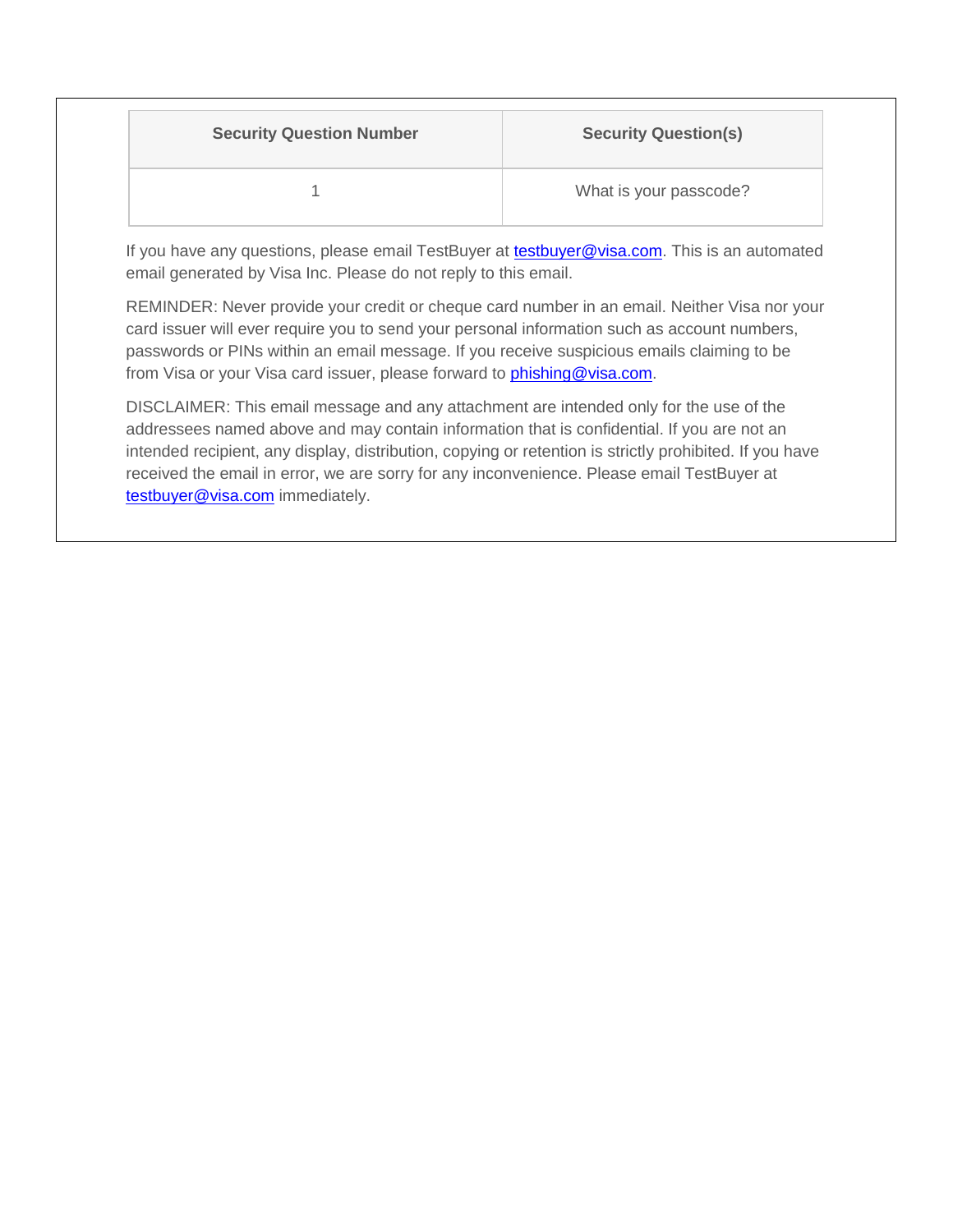| Security Question Number | Security Question(s) |
| --- | --- |
| 1 | What is your passcode? |

If you have any questions, please email TestBuyer at [testbuyer@visa.com](mailto:testbuyer@visa.com). This is an automated email generated by Visa Inc. Please do not reply to this email.

REMINDER: Never provide your credit or cheque card number in an email. Neither Visa nor your card issuer will ever require you to send your personal information such as account numbers, passwords or PINs within an email message. If you receive suspicious emails claiming to be from Visa or your Visa card issuer, please forward to [phishing@visa.com](mailto:phishing@visa.com).

DISCLAIMER: This email message and any attachment are intended only for the use of the addressees named above and may contain information that is confidential. If you are not an intended recipient, any display, distribution, copying or retention is strictly prohibited. If you have received the email in error, we are sorry for any inconvenience. Please email TestBuyer at [testbuyer@visa.com](mailto:testbuyer@visa.com) immediately.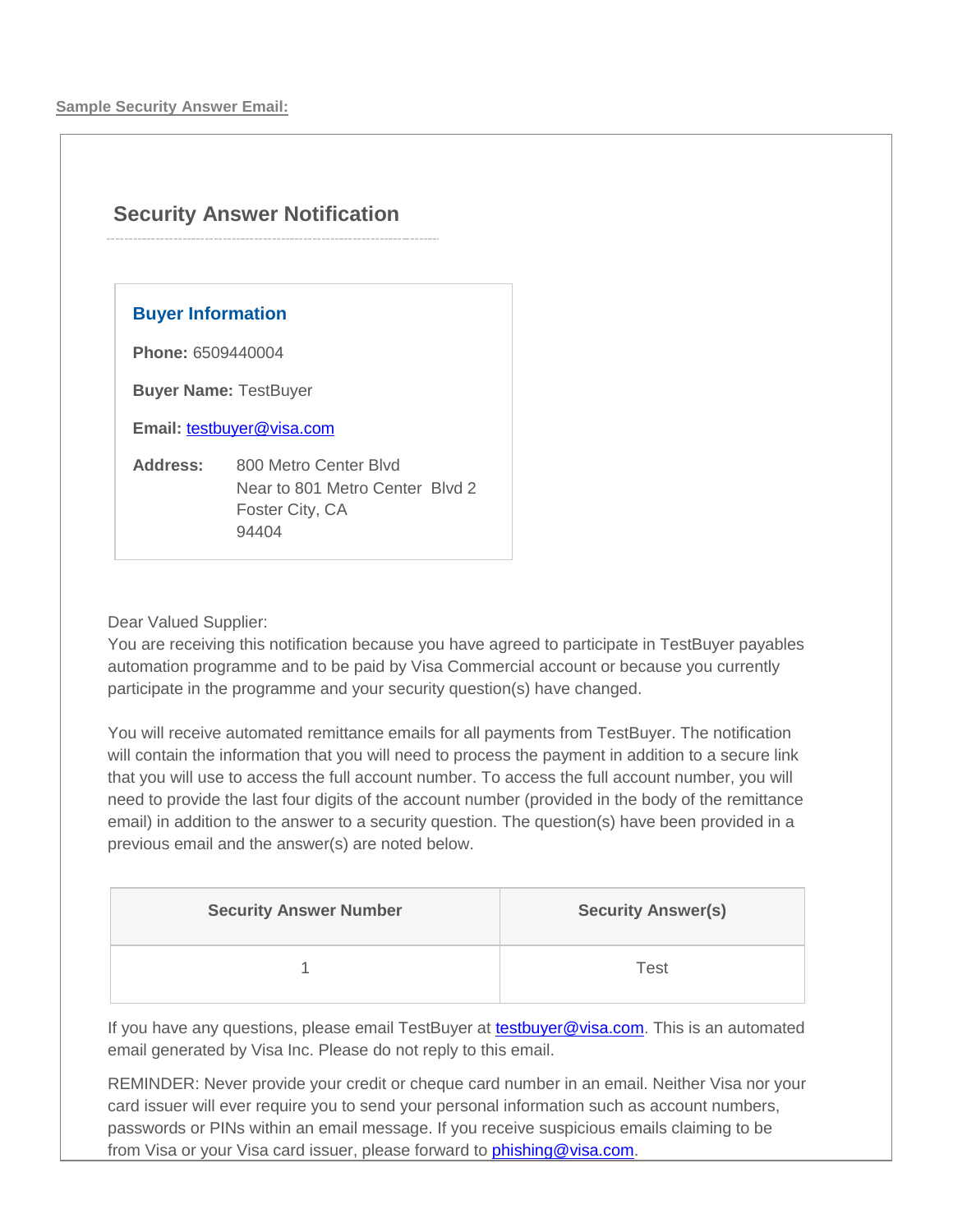**Sample Security Answer Email:**

## Security Answer Notification

### Buyer Information

**Phone:** 6509440004

**Buyer Name:** TestBuyer

**Email:** testbuyer@visa.com

**Address:** 800 Metro Center Blvd
Near to 801 Metro Center Blvd 2
Foster City, CA
94404

Dear Valued Supplier:
You are receiving this notification because you have agreed to participate in TestBuyer payables automation programme and to be paid by Visa Commercial account or because you currently participate in the programme and your security question(s) have changed.

You will receive automated remittance emails for all payments from TestBuyer. The notification will contain the information that you will need to process the payment in addition to a secure link that you will use to access the full account number. To access the full account number, you will need to provide the last four digits of the account number (provided in the body of the remittance email) in addition to the answer to a security question. The question(s) have been provided in a previous email and the answer(s) are noted below.

| Security Answer Number | Security Answer(s) |
|---|---|
| 1 | Test |

If you have any questions, please email TestBuyer at testbuyer@visa.com. This is an automated email generated by Visa Inc. Please do not reply to this email.

REMINDER: Never provide your credit or cheque card number in an email. Neither Visa nor your card issuer will ever require you to send your personal information such as account numbers, passwords or PINs within an email message. If you receive suspicious emails claiming to be from Visa or your Visa card issuer, please forward to phishing@visa.com.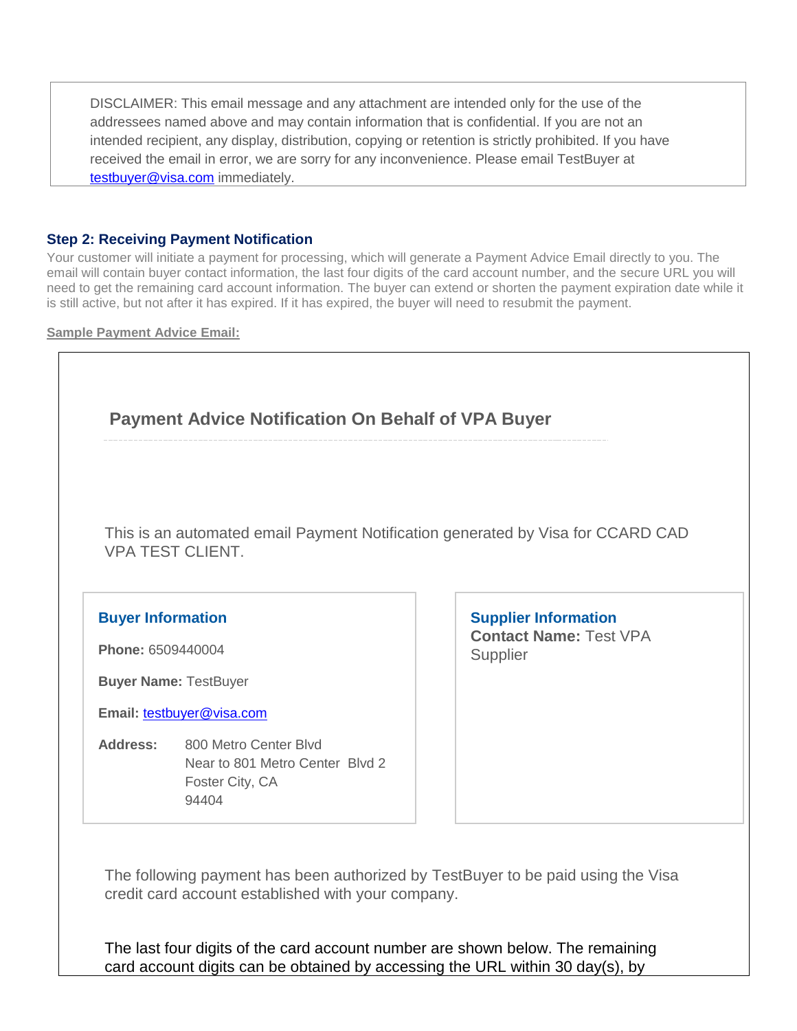> DISCLAIMER: This email message and any attachment are intended only for the use of the addressees named above and may contain information that is confidential. If you are not an intended recipient, any display, distribution, copying or retention is strictly prohibited. If you have received the email in error, we are sorry for any inconvenience. Please email TestBuyer at testbuyer@visa.com immediately.

### Step 2: Receiving Payment Notification

Your customer will initiate a payment for processing, which will generate a Payment Advice Email directly to you. The email will contain buyer contact information, the last four digits of the card account number, and the secure URL you will need to get the remaining card account information. The buyer can extend or shorten the payment expiration date while it is still active, but not after it has expired. If it has expired, the buyer will need to resubmit the payment.

**Sample Payment Advice Email:**

## Payment Advice Notification On Behalf of VPA Buyer

This is an automated email Payment Notification generated by Visa for CCARD CAD VPA TEST CLIENT.

**Buyer Information**

**Phone:** 6509440004

**Buyer Name:** TestBuyer

**Email:** testbuyer@visa.com

**Address:** 800 Metro Center Blvd
Near to 801 Metro Center Blvd 2
Foster City, CA
94404

**Supplier Information**

**Contact Name:** Test VPA Supplier

The following payment has been authorized by TestBuyer to be paid using the Visa credit card account established with your company.

The last four digits of the card account number are shown below. The remaining card account digits can be obtained by accessing the URL within 30 day(s), by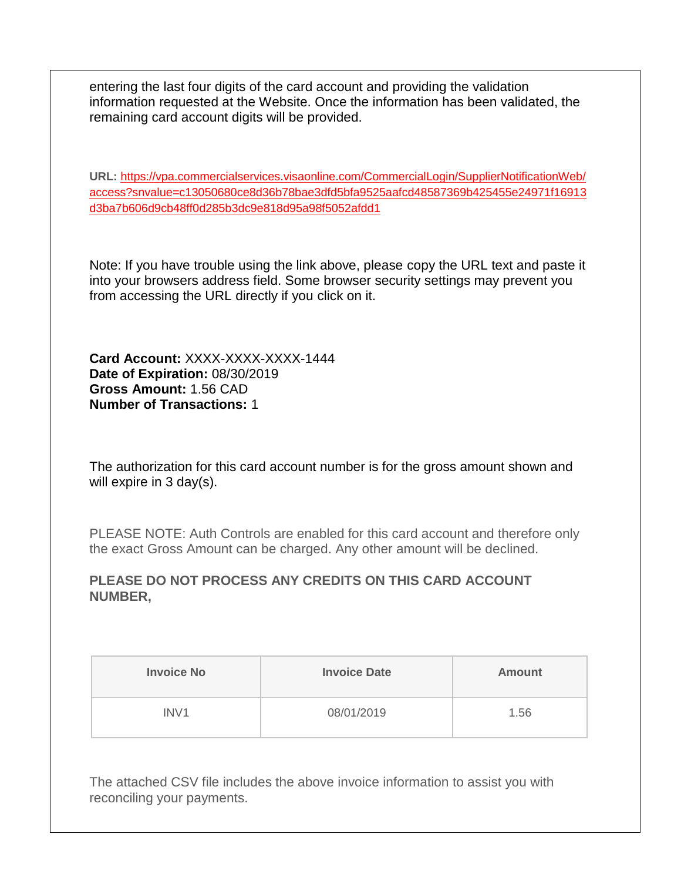entering the last four digits of the card account and providing the validation information requested at the Website. Once the information has been validated, the remaining card account digits will be provided.

**URL:** https://vpa.commercialservices.visaonline.com/CommercialLogin/SupplierNotificationWeb/access?snvalue=c13050680ce8d36b78bae3dfd5bfa9525aafcd48587369b425455e24971f16913d3ba7b606d9cb48ff0d285b3dc9e818d95a98f5052afdd1

Note: If you have trouble using the link above, please copy the URL text and paste it into your browsers address field. Some browser security settings may prevent you from accessing the URL directly if you click on it.

**Card Account:** XXXX-XXXX-XXXX-1444
**Date of Expiration:** 08/30/2019
**Gross Amount:** 1.56 CAD
**Number of Transactions:** 1

The authorization for this card account number is for the gross amount shown and will expire in 3 day(s).

PLEASE NOTE: Auth Controls are enabled for this card account and therefore only the exact Gross Amount can be charged. Any other amount will be declined.

**PLEASE DO NOT PROCESS ANY CREDITS ON THIS CARD ACCOUNT NUMBER,**

| Invoice No | Invoice Date | Amount |
|---|---|---|
| INV1 | 08/01/2019 | 1.56 |

The attached CSV file includes the above invoice information to assist you with reconciling your payments.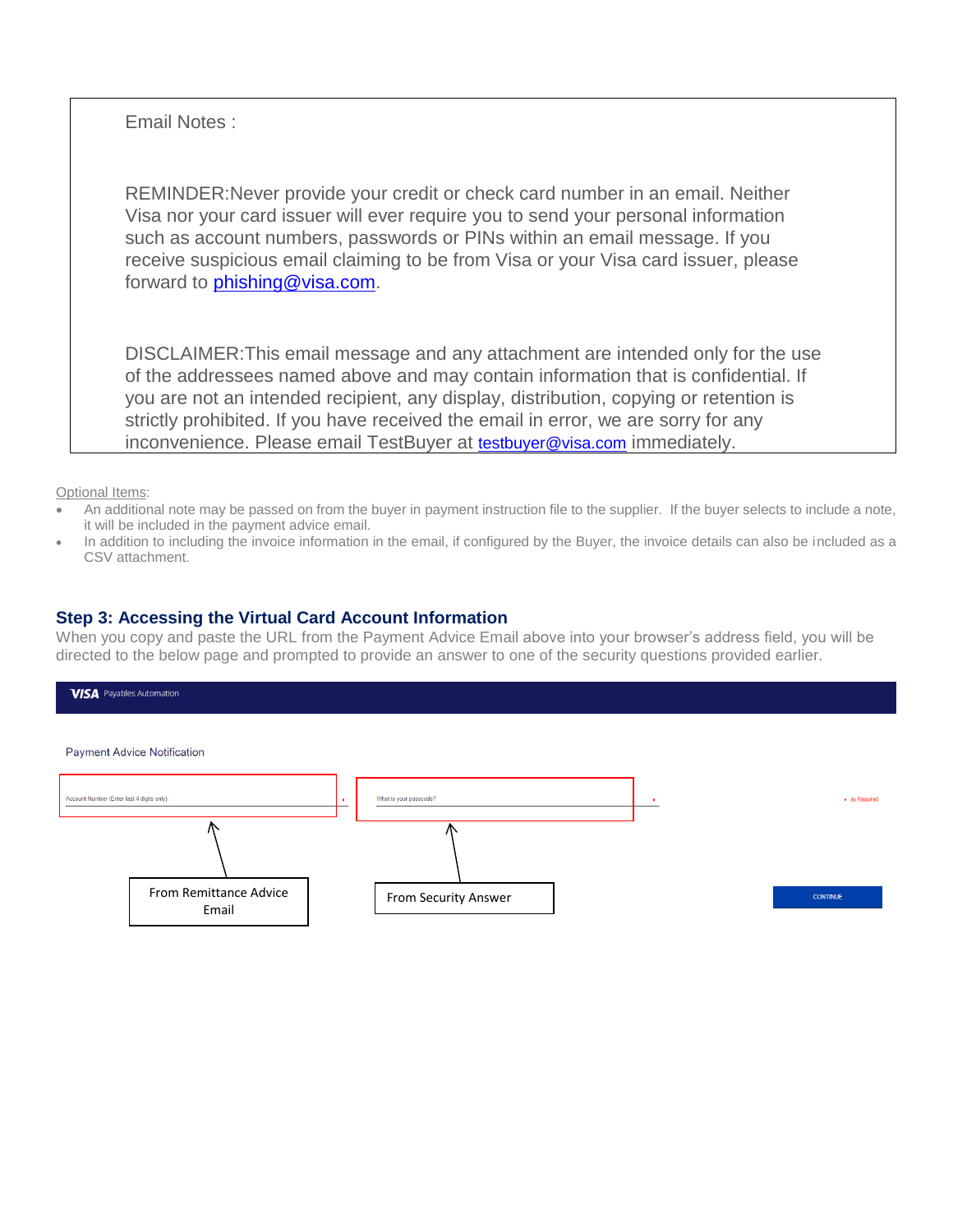Email Notes :

REMINDER:Never provide your credit or check card number in an email. Neither Visa nor your card issuer will ever require you to send your personal information such as account numbers, passwords or PINs within an email message. If you receive suspicious email claiming to be from Visa or your Visa card issuer, please forward to phishing@visa.com.

DISCLAIMER:This email message and any attachment are intended only for the use of the addressees named above and may contain information that is confidential. If you are not an intended recipient, any display, distribution, copying or retention is strictly prohibited. If you have received the email in error, we are sorry for any inconvenience. Please email TestBuyer at testbuyer@visa.com immediately.

Optional Items:

- An additional note may be passed on from the buyer in payment instruction file to the supplier. If the buyer selects to include a note, it will be included in the payment advice email.
- In addition to including the invoice information in the email, if configured by the Buyer, the invoice details can also be included as a CSV attachment.

### Step 3: Accessing the Virtual Card Account Information

When you copy and paste the URL from the Payment Advice Email above into your browser's address field, you will be directed to the below page and prompted to provide an answer to one of the security questions provided earlier.

VISA Payables Automation

Payment Advice Notification

Account Number (Enter last 4 digits only) *

What is your passcode? *

* as Required

From Remittance Advice Email

From Security Answer

CONTINUE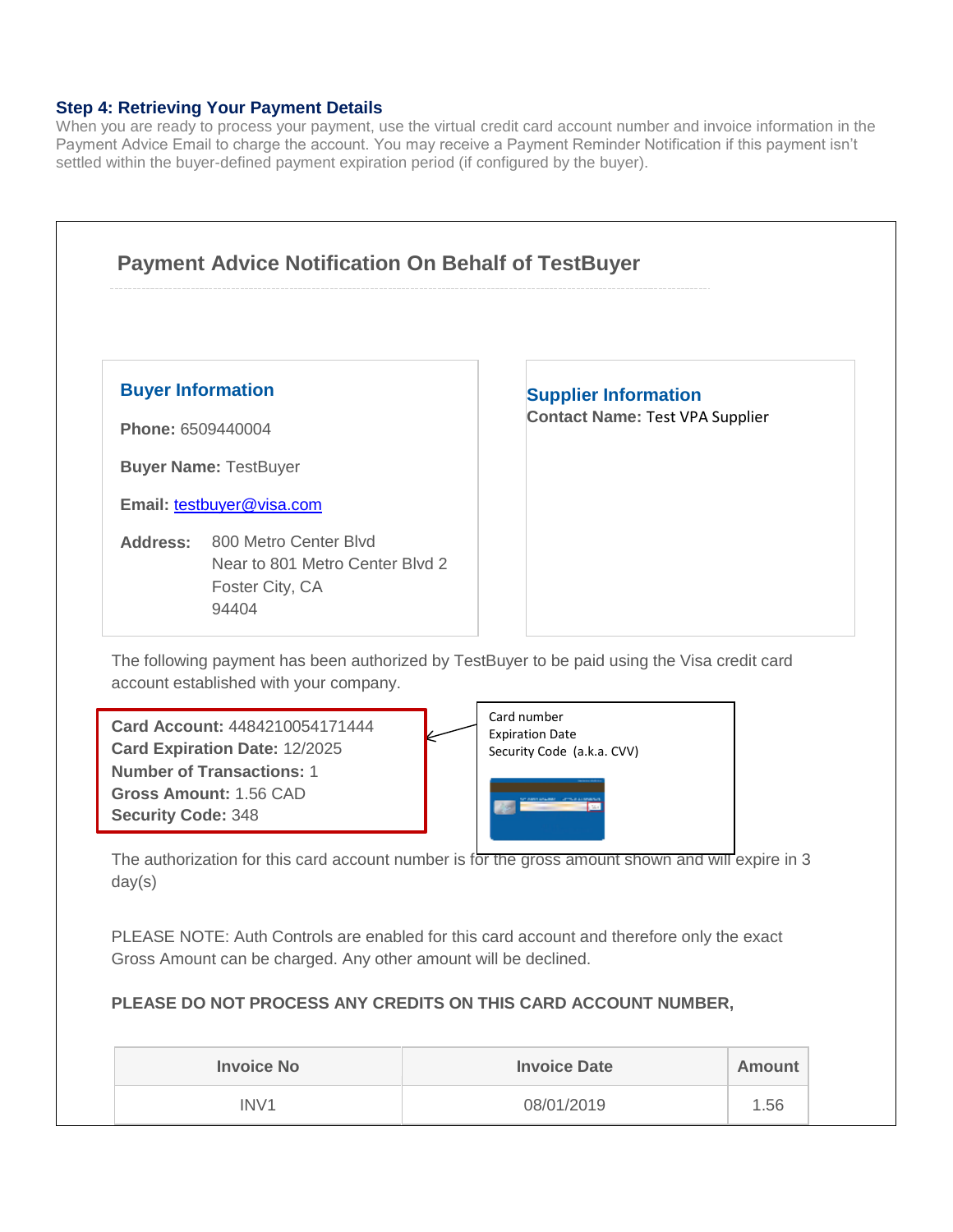### Step 4: Retrieving Your Payment Details

When you are ready to process your payment, use the virtual credit card account number and invoice information in the Payment Advice Email to charge the account. You may receive a Payment Reminder Notification if this payment isn't settled within the buyer-defined payment expiration period (if configured by the buyer).

## Payment Advice Notification On Behalf of TestBuyer

### Buyer Information

**Phone:** 6509440004

**Buyer Name:** TestBuyer

**Email:** testbuyer@visa.com

**Address:** 800 Metro Center Blvd
Near to 801 Metro Center Blvd 2
Foster City, CA
94404

### Supplier Information

**Contact Name:** Test VPA Supplier

The following payment has been authorized by TestBuyer to be paid using the Visa credit card account established with your company.

**Card Account:** 4484210054171444
**Card Expiration Date:** 12/2025
**Number of Transactions:** 1
**Gross Amount:** 1.56 CAD
**Security Code:** 348

Card number
Expiration Date
Security Code (a.k.a. CVV)

The authorization for this card account number is for the gross amount shown and will expire in 3 day(s)

PLEASE NOTE: Auth Controls are enabled for this card account and therefore only the exact Gross Amount can be charged. Any other amount will be declined.

**PLEASE DO NOT PROCESS ANY CREDITS ON THIS CARD ACCOUNT NUMBER,**

| Invoice No | Invoice Date | Amount |
| --- | --- | --- |
| INV1 | 08/01/2019 | 1.56 |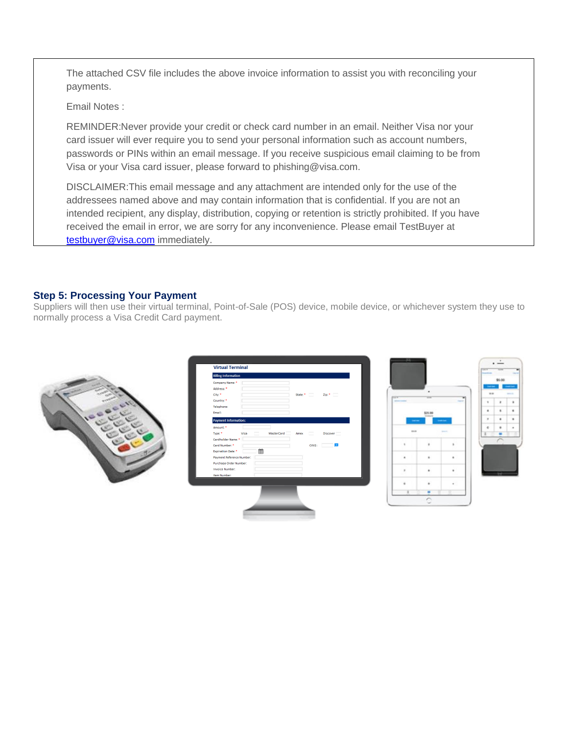The attached CSV file includes the above invoice information to assist you with reconciling your payments.

Email Notes :

REMINDER:Never provide your credit or check card number in an email. Neither Visa nor your card issuer will ever require you to send your personal information such as account numbers, passwords or PINs within an email message. If you receive suspicious email claiming to be from Visa or your Visa card issuer, please forward to phishing@visa.com.

DISCLAIMER:This email message and any attachment are intended only for the use of the addressees named above and may contain information that is confidential. If you are not an intended recipient, any display, distribution, copying or retention is strictly prohibited. If you have received the email in error, we are sorry for any inconvenience. Please email TestBuyer at testbuyer@visa.com immediately.

### Step 5: Processing Your Payment

Suppliers will then use their virtual terminal, Point-of-Sale (POS) device, mobile device, or whichever system they use to normally process a Visa Credit Card payment.